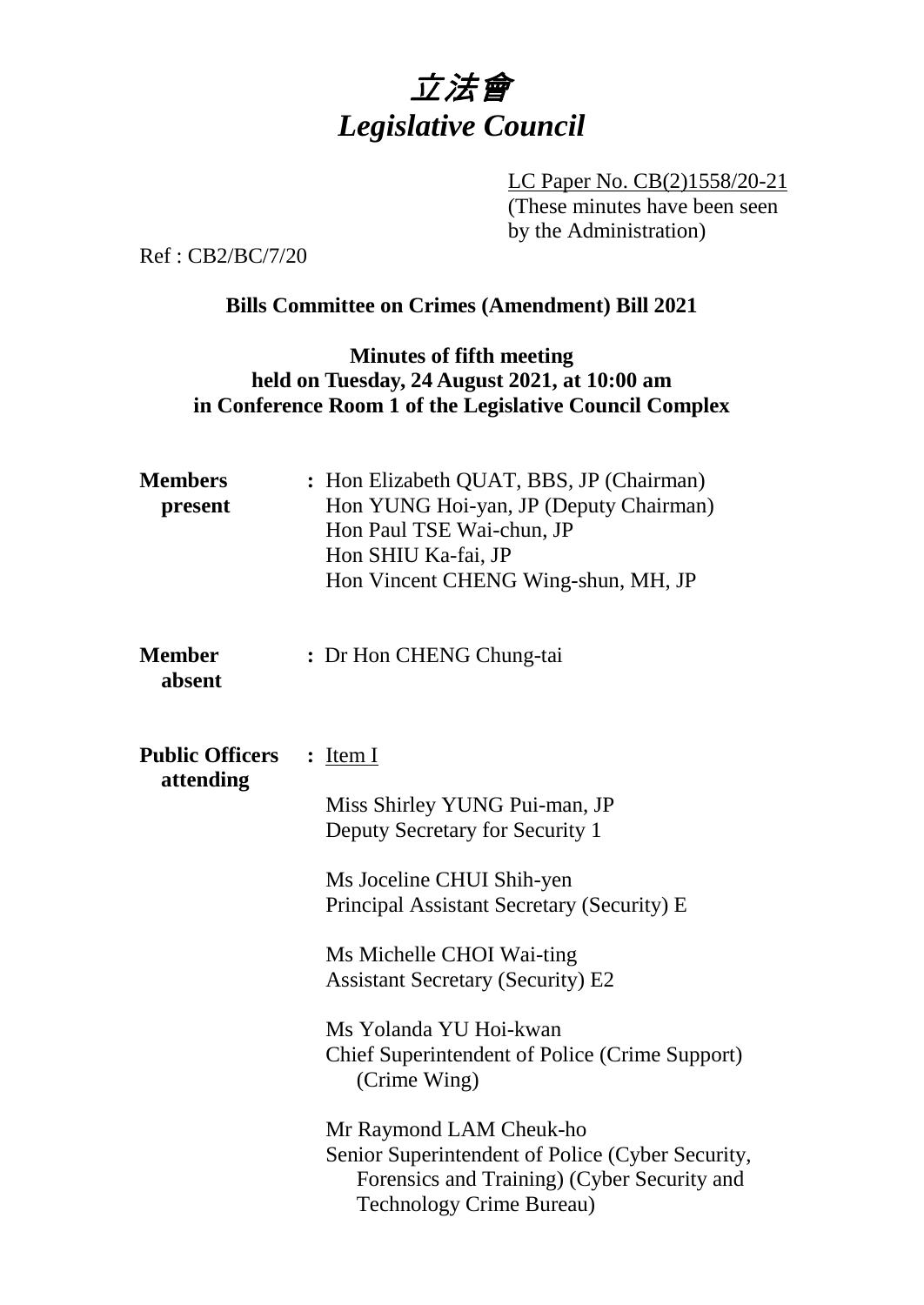# *立法會*
# *Legislative Council*

LC Paper No. CB(2)1558/20-21
(These minutes have been seen by the Administration)

Ref : CB2/BC/7/20

**Bills Committee on Crimes (Amendment) Bill 2021**

**Minutes of fifth meeting**
**held on Tuesday, 24 August 2021, at 10:00 am**
**in Conference Room 1 of the Legislative Council Complex**

**Members present** : Hon Elizabeth QUAT, BBS, JP (Chairman)
Hon YUNG Hoi-yan, JP (Deputy Chairman)
Hon Paul TSE Wai-chun, JP
Hon SHIU Ka-fai, JP
Hon Vincent CHENG Wing-shun, MH, JP

**Member absent** : Dr Hon CHENG Chung-tai

**Public Officers attending** : Item I

Miss Shirley YUNG Pui-man, JP
Deputy Secretary for Security 1

Ms Joceline CHUI Shih-yen
Principal Assistant Secretary (Security) E

Ms Michelle CHOI Wai-ting
Assistant Secretary (Security) E2

Ms Yolanda YU Hoi-kwan
Chief Superintendent of Police (Crime Support) (Crime Wing)

Mr Raymond LAM Cheuk-ho
Senior Superintendent of Police (Cyber Security, Forensics and Training) (Cyber Security and Technology Crime Bureau)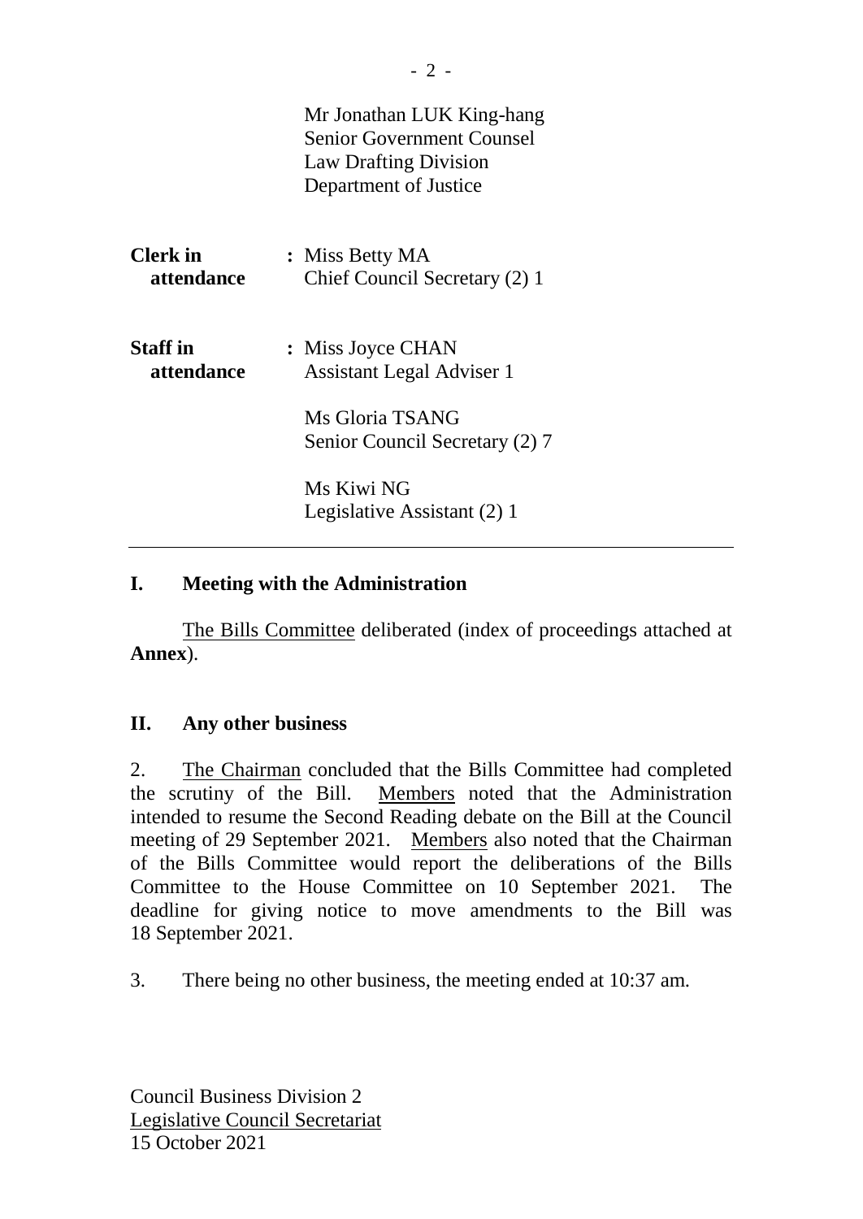Mr Jonathan LUK King-hang
Senior Government Counsel
Law Drafting Division
Department of Justice

**Clerk in attendance** : Miss Betty MA
Chief Council Secretary (2) 1

**Staff in attendance** : Miss Joyce CHAN
Assistant Legal Adviser 1

Ms Gloria TSANG
Senior Council Secretary (2) 7

Ms Kiwi NG
Legislative Assistant (2) 1

---

## I. Meeting with the Administration

The Bills Committee deliberated (index of proceedings attached at **Annex**).

## II. Any other business

2. The Chairman concluded that the Bills Committee had completed the scrutiny of the Bill. Members noted that the Administration intended to resume the Second Reading debate on the Bill at the Council meeting of 29 September 2021. Members also noted that the Chairman of the Bills Committee would report the deliberations of the Bills Committee to the House Committee on 10 September 2021. The deadline for giving notice to move amendments to the Bill was 18 September 2021.

3. There being no other business, the meeting ended at 10:37 am.

Council Business Division 2
Legislative Council Secretariat
15 October 2021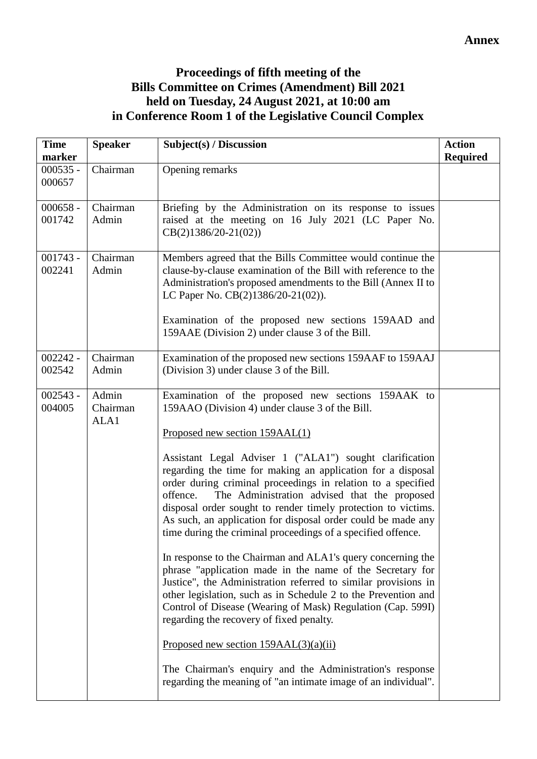**Annex**

**Proceedings of fifth meeting of the**
**Bills Committee on Crimes (Amendment) Bill 2021**
**held on Tuesday, 24 August 2021, at 10:00 am**
**in Conference Room 1 of the Legislative Council Complex**

| **Time marker** | **Speaker** | **Subject(s) / Discussion** | **Action Required** |
|---|---|---|---|
| 000535 - 000657 | Chairman | Opening remarks | |
| 000658 - 001742 | Chairman<br>Admin | Briefing by the Administration on its response to issues raised at the meeting on 16 July 2021 (LC Paper No. CB(2)1386/20-21(02)) | |
| 001743 - 002241 | Chairman<br>Admin | Members agreed that the Bills Committee would continue the clause-by-clause examination of the Bill with reference to the Administration's proposed amendments to the Bill (Annex II to LC Paper No. CB(2)1386/20-21(02)).<br><br>Examination of the proposed new sections 159AAD and 159AAE (Division 2) under clause 3 of the Bill. | |
| 002242 - 002542 | Chairman<br>Admin | Examination of the proposed new sections 159AAF to 159AAJ (Division 3) under clause 3 of the Bill. | |
| 002543 - 004005 | Admin<br>Chairman<br>ALA1 | Examination of the proposed new sections 159AAK to 159AAO (Division 4) under clause 3 of the Bill.<br><br><u>Proposed new section 159AAL(1)</u><br><br>Assistant Legal Adviser 1 ("ALA1") sought clarification regarding the time for making an application for a disposal order during criminal proceedings in relation to a specified offence. The Administration advised that the proposed disposal order sought to render timely protection to victims. As such, an application for disposal order could be made any time during the criminal proceedings of a specified offence.<br><br>In response to the Chairman and ALA1's query concerning the phrase "application made in the name of the Secretary for Justice", the Administration referred to similar provisions in other legislation, such as in Schedule 2 to the Prevention and Control of Disease (Wearing of Mask) Regulation (Cap. 599I) regarding the recovery of fixed penalty.<br><br><u>Proposed new section 159AAL(3)(a)(ii)</u><br><br>The Chairman's enquiry and the Administration's response regarding the meaning of "an intimate image of an individual". | |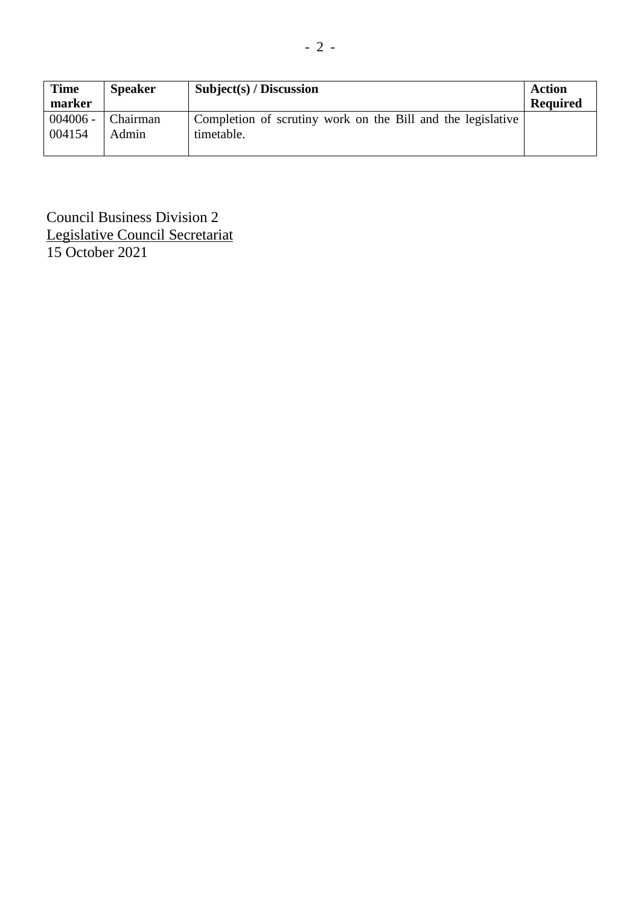| Time marker | Speaker | Subject(s) / Discussion | Action Required |
|---|---|---|---|
| 004006 - 004154 | Chairman Admin | Completion of scrutiny work on the Bill and the legislative timetable. | |

Council Business Division 2
Legislative Council Secretariat
15 October 2021